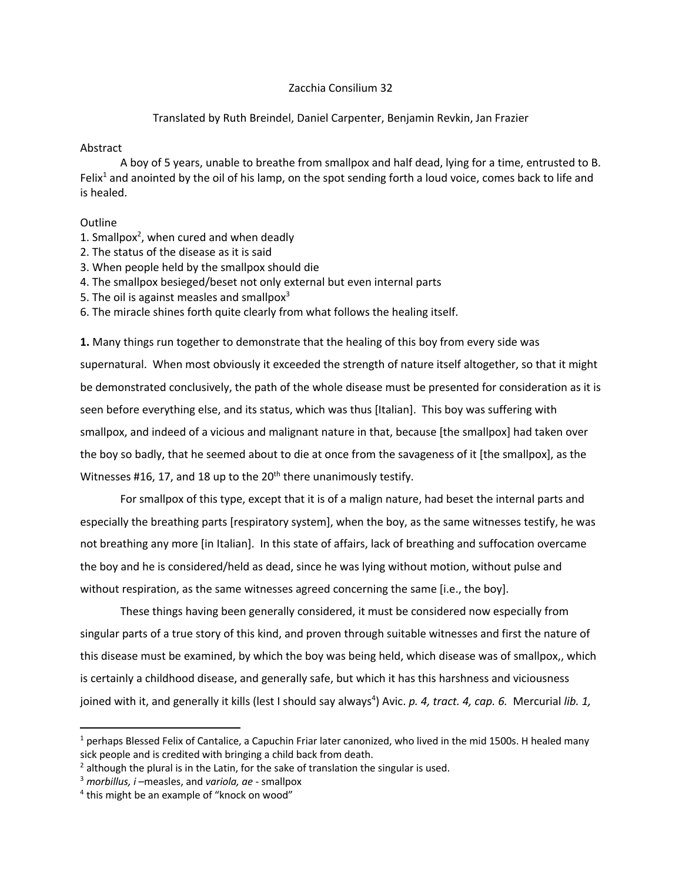# Zacchia Consilium 32

Translated by Ruth Breindel, Daniel Carpenter, Benjamin Revkin, Jan Frazier

## Abstract

A boy of 5 years, unable to breathe from smallpox and half dead, lying for a time, entrusted to B. Felix[1] and anointed by the oil of his lamp, on the spot sending forth a loud voice, comes back to life and is healed.

## Outline

1. Smallpox[2], when cured and when deadly
2. The status of the disease as it is said
3. When people held by the smallpox should die
4. The smallpox besieged/beset not only external but even internal parts
5. The oil is against measles and smallpox[3]
6. The miracle shines forth quite clearly from what follows the healing itself.

**1.** Many things run together to demonstrate that the healing of this boy from every side was supernatural. When most obviously it exceeded the strength of nature itself altogether, so that it might be demonstrated conclusively, the path of the whole disease must be presented for consideration as it is seen before everything else, and its status, which was thus [Italian]. This boy was suffering with smallpox, and indeed of a vicious and malignant nature in that, because [the smallpox] had taken over the boy so badly, that he seemed about to die at once from the savageness of it [the smallpox], as the Witnesses #16, 17, and 18 up to the 20th there unanimously testify.

For smallpox of this type, except that it is of a malign nature, had beset the internal parts and especially the breathing parts [respiratory system], when the boy, as the same witnesses testify, he was not breathing any more [in Italian]. In this state of affairs, lack of breathing and suffocation overcame the boy and he is considered/held as dead, since he was lying without motion, without pulse and without respiration, as the same witnesses agreed concerning the same [i.e., the boy].

These things having been generally considered, it must be considered now especially from singular parts of a true story of this kind, and proven through suitable witnesses and first the nature of this disease must be examined, by which the boy was being held, which disease was of smallpox,, which is certainly a childhood disease, and generally safe, but which it has this harshness and viciousness joined with it, and generally it kills (lest I should say always[4]) Avic. *p. 4, tract. 4, cap. 6.* Mercurial *lib. 1,*

---

[1] perhaps Blessed Felix of Cantalice, a Capuchin Friar later canonized, who lived in the mid 1500s. H healed many sick people and is credited with bringing a child back from death.

[2] although the plural is in the Latin, for the sake of translation the singular is used.

[3] *morbillus, i* –measles, and *variola, ae* - smallpox

[4] this might be an example of "knock on wood"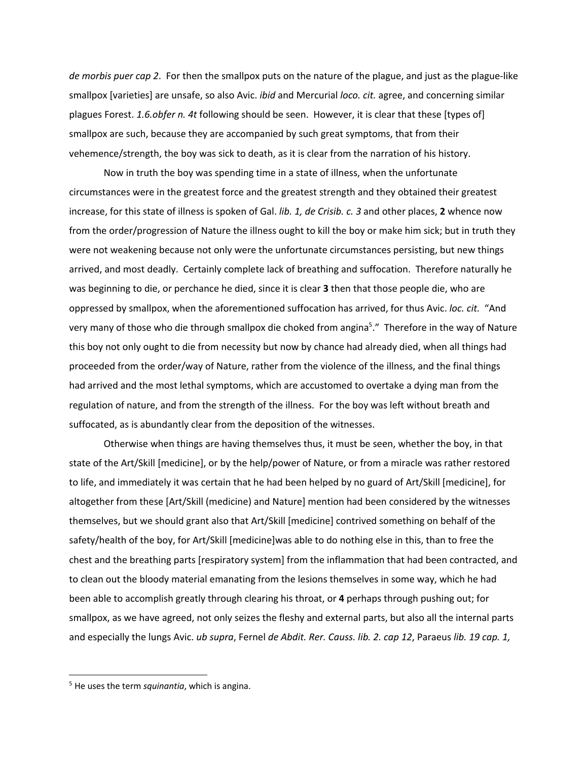*de morbis puer cap 2*. For then the smallpox puts on the nature of the plague, and just as the plague-like smallpox [varieties] are unsafe, so also Avic. *ibid* and Mercurial *loco. cit.* agree, and concerning similar plagues Forest. *1.6.obfer n. 4t* following should be seen. However, it is clear that these [types of] smallpox are such, because they are accompanied by such great symptoms, that from their vehemence/strength, the boy was sick to death, as it is clear from the narration of his history.

Now in truth the boy was spending time in a state of illness, when the unfortunate circumstances were in the greatest force and the greatest strength and they obtained their greatest increase, for this state of illness is spoken of Gal. *lib. 1, de Crisib. c. 3* and other places, **2** whence now from the order/progression of Nature the illness ought to kill the boy or make him sick; but in truth they were not weakening because not only were the unfortunate circumstances persisting, but new things arrived, and most deadly. Certainly complete lack of breathing and suffocation. Therefore naturally he was beginning to die, or perchance he died, since it is clear **3** then that those people die, who are oppressed by smallpox, when the aforementioned suffocation has arrived, for thus Avic. *loc. cit.* "And very many of those who die through smallpox die choked from angina[5]." Therefore in the way of Nature this boy not only ought to die from necessity but now by chance had already died, when all things had proceeded from the order/way of Nature, rather from the violence of the illness, and the final things had arrived and the most lethal symptoms, which are accustomed to overtake a dying man from the regulation of nature, and from the strength of the illness. For the boy was left without breath and suffocated, as is abundantly clear from the deposition of the witnesses.

Otherwise when things are having themselves thus, it must be seen, whether the boy, in that state of the Art/Skill [medicine], or by the help/power of Nature, or from a miracle was rather restored to life, and immediately it was certain that he had been helped by no guard of Art/Skill [medicine], for altogether from these [Art/Skill (medicine) and Nature] mention had been considered by the witnesses themselves, but we should grant also that Art/Skill [medicine] contrived something on behalf of the safety/health of the boy, for Art/Skill [medicine]was able to do nothing else in this, than to free the chest and the breathing parts [respiratory system] from the inflammation that had been contracted, and to clean out the bloody material emanating from the lesions themselves in some way, which he had been able to accomplish greatly through clearing his throat, or **4** perhaps through pushing out; for smallpox, as we have agreed, not only seizes the fleshy and external parts, but also all the internal parts and especially the lungs Avic. *ub supra*, Fernel *de Abdit. Rer. Causs. lib. 2. cap 12*, Paraeus *lib. 19 cap. 1,*

[5] He uses the term *squinantia*, which is angina.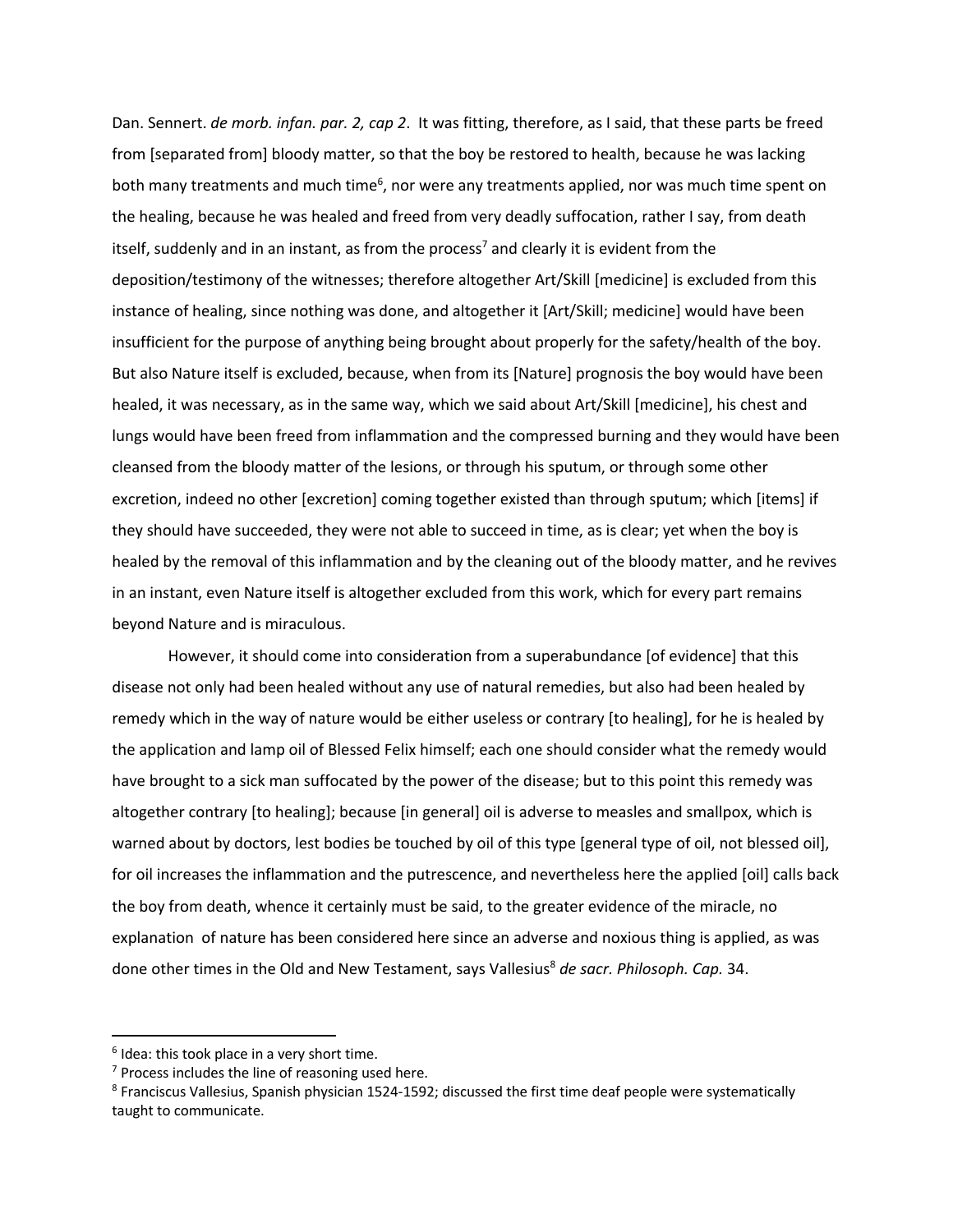Dan. Sennert. *de morb. infan. par. 2, cap 2*. It was fitting, therefore, as I said, that these parts be freed from [separated from] bloody matter, so that the boy be restored to health, because he was lacking both many treatments and much time[6], nor were any treatments applied, nor was much time spent on the healing, because he was healed and freed from very deadly suffocation, rather I say, from death itself, suddenly and in an instant, as from the process[7] and clearly it is evident from the deposition/testimony of the witnesses; therefore altogether Art/Skill [medicine] is excluded from this instance of healing, since nothing was done, and altogether it [Art/Skill; medicine] would have been insufficient for the purpose of anything being brought about properly for the safety/health of the boy. But also Nature itself is excluded, because, when from its [Nature] prognosis the boy would have been healed, it was necessary, as in the same way, which we said about Art/Skill [medicine], his chest and lungs would have been freed from inflammation and the compressed burning and they would have been cleansed from the bloody matter of the lesions, or through his sputum, or through some other excretion, indeed no other [excretion] coming together existed than through sputum; which [items] if they should have succeeded, they were not able to succeed in time, as is clear; yet when the boy is healed by the removal of this inflammation and by the cleaning out of the bloody matter, and he revives in an instant, even Nature itself is altogether excluded from this work, which for every part remains beyond Nature and is miraculous.

However, it should come into consideration from a superabundance [of evidence] that this disease not only had been healed without any use of natural remedies, but also had been healed by remedy which in the way of nature would be either useless or contrary [to healing], for he is healed by the application and lamp oil of Blessed Felix himself; each one should consider what the remedy would have brought to a sick man suffocated by the power of the disease; but to this point this remedy was altogether contrary [to healing]; because [in general] oil is adverse to measles and smallpox, which is warned about by doctors, lest bodies be touched by oil of this type [general type of oil, not blessed oil], for oil increases the inflammation and the putrescence, and nevertheless here the applied [oil] calls back the boy from death, whence it certainly must be said, to the greater evidence of the miracle, no explanation of nature has been considered here since an adverse and noxious thing is applied, as was done other times in the Old and New Testament, says Vallesius[8] *de sacr. Philosoph. Cap.* 34.

---

[6] Idea: this took place in a very short time.

[7] Process includes the line of reasoning used here.

[8] Franciscus Vallesius, Spanish physician 1524-1592; discussed the first time deaf people were systematically taught to communicate.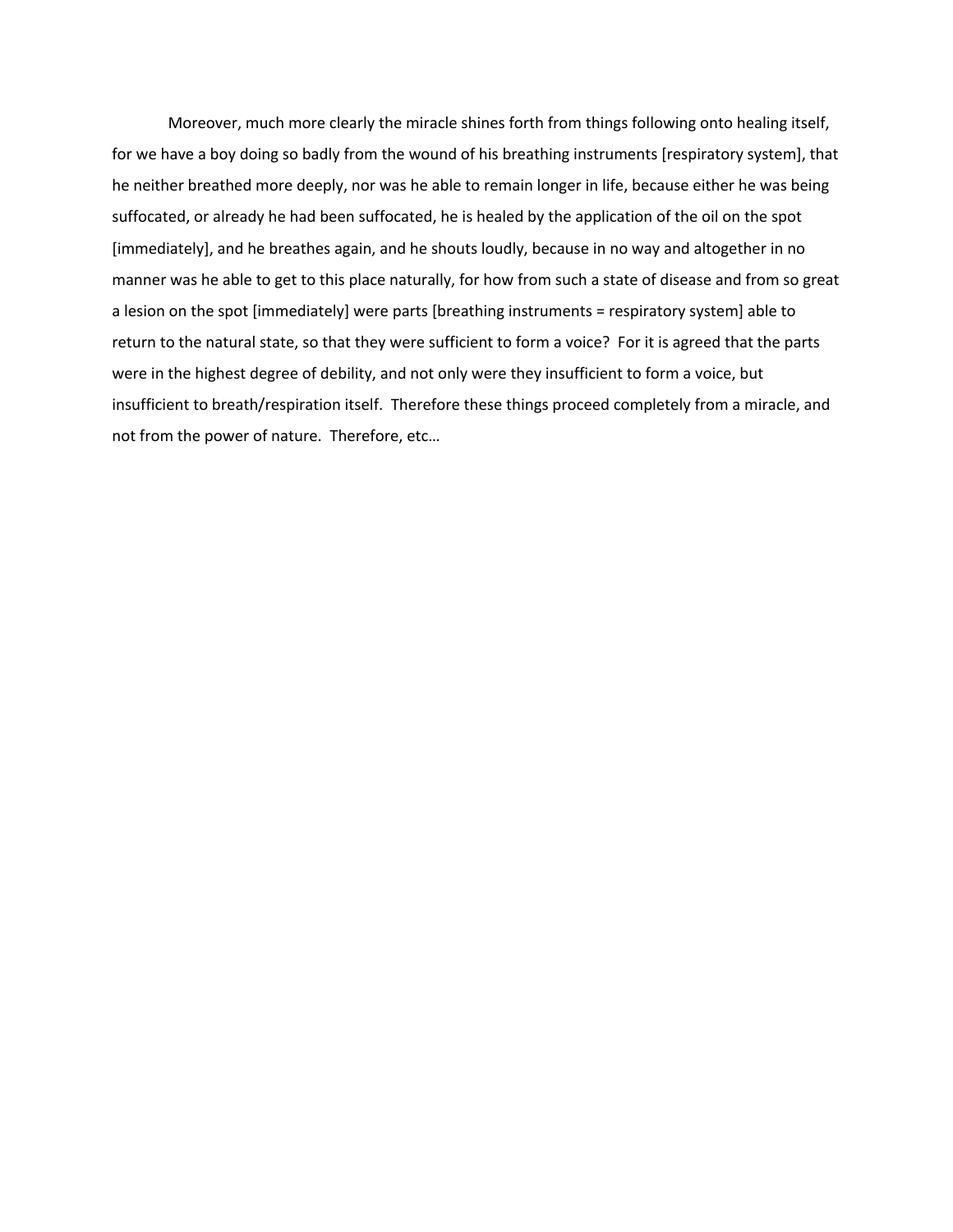Moreover, much more clearly the miracle shines forth from things following onto healing itself, for we have a boy doing so badly from the wound of his breathing instruments [respiratory system], that he neither breathed more deeply, nor was he able to remain longer in life, because either he was being suffocated, or already he had been suffocated, he is healed by the application of the oil on the spot [immediately], and he breathes again, and he shouts loudly, because in no way and altogether in no manner was he able to get to this place naturally, for how from such a state of disease and from so great a lesion on the spot [immediately] were parts [breathing instruments = respiratory system] able to return to the natural state, so that they were sufficient to form a voice? For it is agreed that the parts were in the highest degree of debility, and not only were they insufficient to form a voice, but insufficient to breath/respiration itself. Therefore these things proceed completely from a miracle, and not from the power of nature. Therefore, etc…